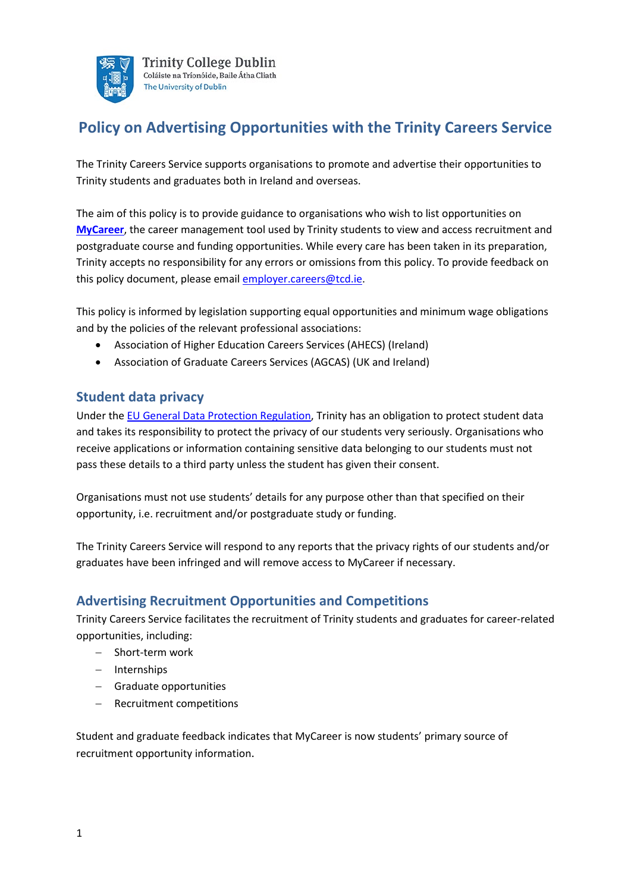Trinity College Dublin
Coláiste na Tríonóide, Baile Átha Cliath
The University of Dublin

# Policy on Advertising Opportunities with the Trinity Careers Service

The Trinity Careers Service supports organisations to promote and advertise their opportunities to Trinity students and graduates both in Ireland and overseas.

The aim of this policy is to provide guidance to organisations who wish to list opportunities on **MyCareer**, the career management tool used by Trinity students to view and access recruitment and postgraduate course and funding opportunities. While every care has been taken in its preparation, Trinity accepts no responsibility for any errors or omissions from this policy. To provide feedback on this policy document, please email employer.careers@tcd.ie.

This policy is informed by legislation supporting equal opportunities and minimum wage obligations and by the policies of the relevant professional associations:

- Association of Higher Education Careers Services (AHECS) (Ireland)
- Association of Graduate Careers Services (AGCAS) (UK and Ireland)

## Student data privacy

Under the EU General Data Protection Regulation, Trinity has an obligation to protect student data and takes its responsibility to protect the privacy of our students very seriously. Organisations who receive applications or information containing sensitive data belonging to our students must not pass these details to a third party unless the student has given their consent.

Organisations must not use students' details for any purpose other than that specified on their opportunity, i.e. recruitment and/or postgraduate study or funding.

The Trinity Careers Service will respond to any reports that the privacy rights of our students and/or graduates have been infringed and will remove access to MyCareer if necessary.

## Advertising Recruitment Opportunities and Competitions

Trinity Careers Service facilitates the recruitment of Trinity students and graduates for career-related opportunities, including:

- Short-term work
- Internships
- Graduate opportunities
- Recruitment competitions

Student and graduate feedback indicates that MyCareer is now students' primary source of recruitment opportunity information.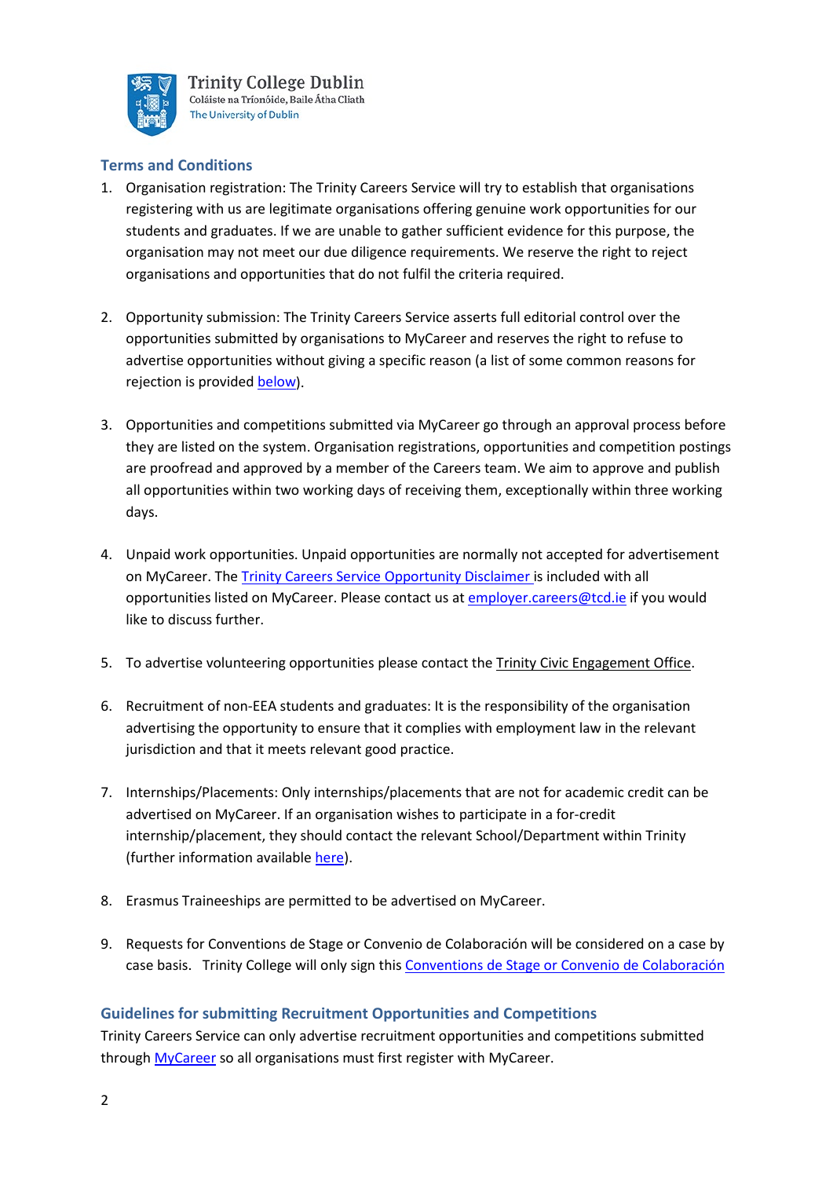## Terms and Conditions

1. Organisation registration: The Trinity Careers Service will try to establish that organisations registering with us are legitimate organisations offering genuine work opportunities for our students and graduates. If we are unable to gather sufficient evidence for this purpose, the organisation may not meet our due diligence requirements. We reserve the right to reject organisations and opportunities that do not fulfil the criteria required.

2. Opportunity submission: The Trinity Careers Service asserts full editorial control over the opportunities submitted by organisations to MyCareer and reserves the right to refuse to advertise opportunities without giving a specific reason (a list of some common reasons for rejection is provided below).

3. Opportunities and competitions submitted via MyCareer go through an approval process before they are listed on the system. Organisation registrations, opportunities and competition postings are proofread and approved by a member of the Careers team. We aim to approve and publish all opportunities within two working days of receiving them, exceptionally within three working days.

4. Unpaid work opportunities. Unpaid opportunities are normally not accepted for advertisement on MyCareer. The Trinity Careers Service Opportunity Disclaimer is included with all opportunities listed on MyCareer. Please contact us at employer.careers@tcd.ie if you would like to discuss further.

5. To advertise volunteering opportunities please contact the Trinity Civic Engagement Office.

6. Recruitment of non-EEA students and graduates: It is the responsibility of the organisation advertising the opportunity to ensure that it complies with employment law in the relevant jurisdiction and that it meets relevant good practice.

7. Internships/Placements: Only internships/placements that are not for academic credit can be advertised on MyCareer. If an organisation wishes to participate in a for-credit internship/placement, they should contact the relevant School/Department within Trinity (further information available here).

8. Erasmus Traineeships are permitted to be advertised on MyCareer.

9. Requests for Conventions de Stage or Convenio de Colaboración will be considered on a case by case basis. Trinity College will only sign this Conventions de Stage or Convenio de Colaboración

## Guidelines for submitting Recruitment Opportunities and Competitions

Trinity Careers Service can only advertise recruitment opportunities and competitions submitted through MyCareer so all organisations must first register with MyCareer.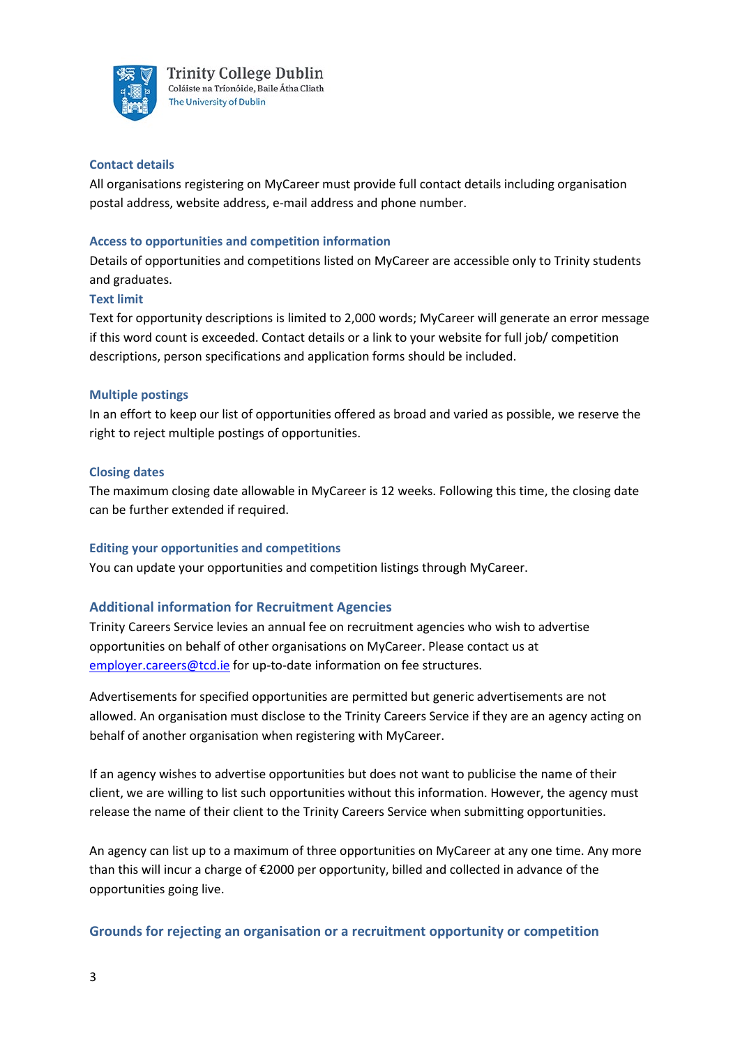### Contact details

All organisations registering on MyCareer must provide full contact details including organisation postal address, website address, e-mail address and phone number.

### Access to opportunities and competition information

Details of opportunities and competitions listed on MyCareer are accessible only to Trinity students and graduates.

### Text limit

Text for opportunity descriptions is limited to 2,000 words; MyCareer will generate an error message if this word count is exceeded. Contact details or a link to your website for full job/ competition descriptions, person specifications and application forms should be included.

### Multiple postings

In an effort to keep our list of opportunities offered as broad and varied as possible, we reserve the right to reject multiple postings of opportunities.

### Closing dates

The maximum closing date allowable in MyCareer is 12 weeks. Following this time, the closing date can be further extended if required.

### Editing your opportunities and competitions

You can update your opportunities and competition listings through MyCareer.

## Additional information for Recruitment Agencies

Trinity Careers Service levies an annual fee on recruitment agencies who wish to advertise opportunities on behalf of other organisations on MyCareer. Please contact us at employer.careers@tcd.ie for up-to-date information on fee structures.

Advertisements for specified opportunities are permitted but generic advertisements are not allowed. An organisation must disclose to the Trinity Careers Service if they are an agency acting on behalf of another organisation when registering with MyCareer.

If an agency wishes to advertise opportunities but does not want to publicise the name of their client, we are willing to list such opportunities without this information. However, the agency must release the name of their client to the Trinity Careers Service when submitting opportunities.

An agency can list up to a maximum of three opportunities on MyCareer at any one time. Any more than this will incur a charge of €2000 per opportunity, billed and collected in advance of the opportunities going live.

## Grounds for rejecting an organisation or a recruitment opportunity or competition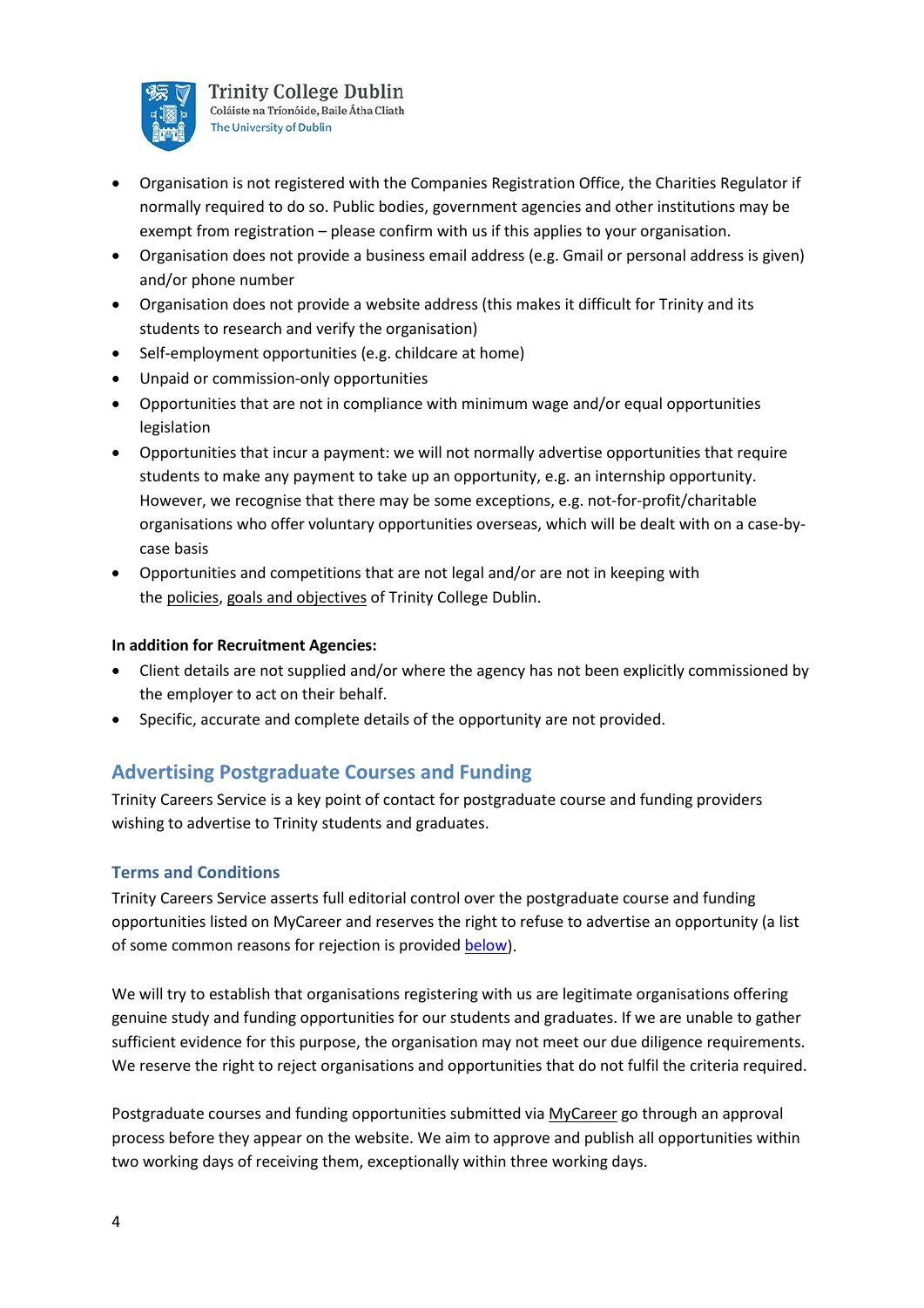- Organisation is not registered with the Companies Registration Office, the Charities Regulator if normally required to do so. Public bodies, government agencies and other institutions may be exempt from registration – please confirm with us if this applies to your organisation.
- Organisation does not provide a business email address (e.g. Gmail or personal address is given) and/or phone number
- Organisation does not provide a website address (this makes it difficult for Trinity and its students to research and verify the organisation)
- Self-employment opportunities (e.g. childcare at home)
- Unpaid or commission-only opportunities
- Opportunities that are not in compliance with minimum wage and/or equal opportunities legislation
- Opportunities that incur a payment: we will not normally advertise opportunities that require students to make any payment to take up an opportunity, e.g. an internship opportunity. However, we recognise that there may be some exceptions, e.g. not-for-profit/charitable organisations who offer voluntary opportunities overseas, which will be dealt with on a case-by-case basis
- Opportunities and competitions that are not legal and/or are not in keeping with the policies, goals and objectives of Trinity College Dublin.

**In addition for Recruitment Agencies:**

- Client details are not supplied and/or where the agency has not been explicitly commissioned by the employer to act on their behalf.
- Specific, accurate and complete details of the opportunity are not provided.

## Advertising Postgraduate Courses and Funding

Trinity Careers Service is a key point of contact for postgraduate course and funding providers wishing to advertise to Trinity students and graduates.

### Terms and Conditions

Trinity Careers Service asserts full editorial control over the postgraduate course and funding opportunities listed on MyCareer and reserves the right to refuse to advertise an opportunity (a list of some common reasons for rejection is provided below).

We will try to establish that organisations registering with us are legitimate organisations offering genuine study and funding opportunities for our students and graduates. If we are unable to gather sufficient evidence for this purpose, the organisation may not meet our due diligence requirements. We reserve the right to reject organisations and opportunities that do not fulfil the criteria required.

Postgraduate courses and funding opportunities submitted via MyCareer go through an approval process before they appear on the website. We aim to approve and publish all opportunities within two working days of receiving them, exceptionally within three working days.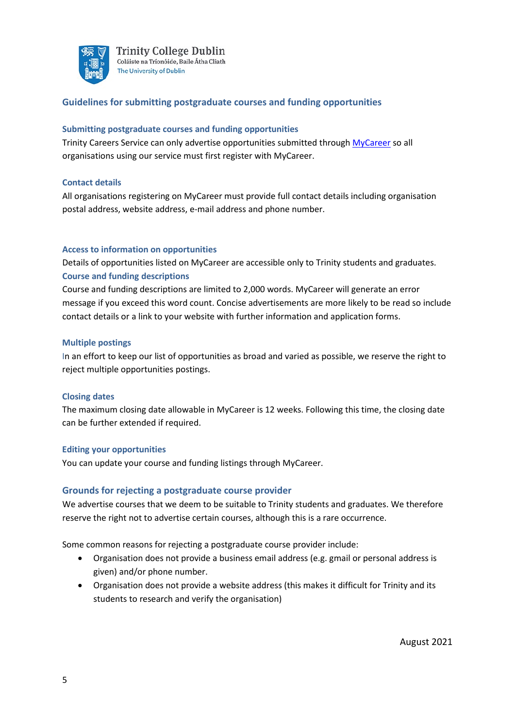Trinity College Dublin
Coláiste na Tríonóide, Baile Átha Cliath
The University of Dublin

## Guidelines for submitting postgraduate courses and funding opportunities

### Submitting postgraduate courses and funding opportunities

Trinity Careers Service can only advertise opportunities submitted through [MyCareer](MyCareer) so all organisations using our service must first register with MyCareer.

### Contact details

All organisations registering on MyCareer must provide full contact details including organisation postal address, website address, e-mail address and phone number.

### Access to information on opportunities

Details of opportunities listed on MyCareer are accessible only to Trinity students and graduates.

### Course and funding descriptions

Course and funding descriptions are limited to 2,000 words. MyCareer will generate an error message if you exceed this word count. Concise advertisements are more likely to be read so include contact details or a link to your website with further information and application forms.

### Multiple postings

In an effort to keep our list of opportunities as broad and varied as possible, we reserve the right to reject multiple opportunities postings.

### Closing dates

The maximum closing date allowable in MyCareer is 12 weeks. Following this time, the closing date can be further extended if required.

### Editing your opportunities

You can update your course and funding listings through MyCareer.

### Grounds for rejecting a postgraduate course provider

We advertise courses that we deem to be suitable to Trinity students and graduates. We therefore reserve the right not to advertise certain courses, although this is a rare occurrence.

Some common reasons for rejecting a postgraduate course provider include:

- Organisation does not provide a business email address (e.g. gmail or personal address is given) and/or phone number.
- Organisation does not provide a website address (this makes it difficult for Trinity and its students to research and verify the organisation)

August 2021